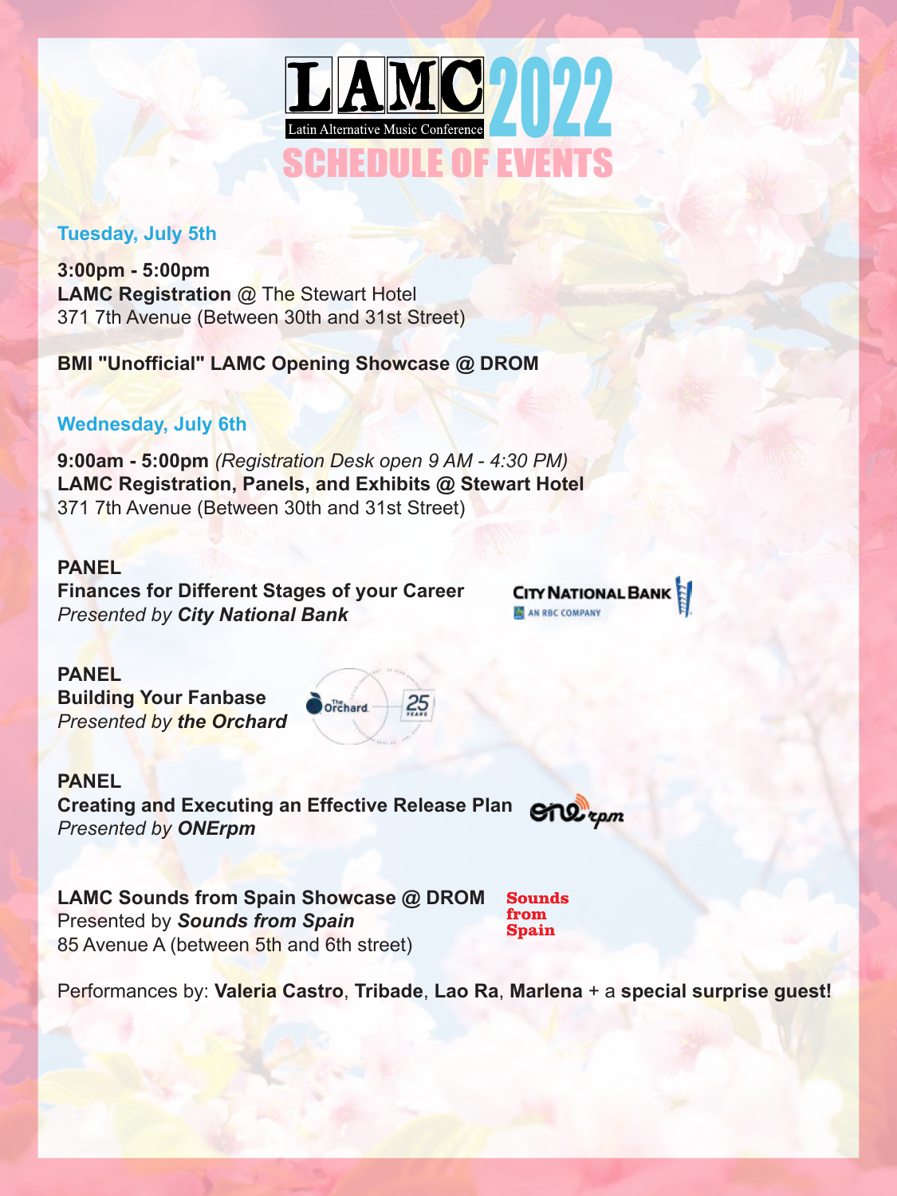# LAMC 2022
Latin Alternative Music Conference

## SCHEDULE OF EVENTS

### Tuesday, July 5th

**3:00pm - 5:00pm**
**LAMC Registration** @ The Stewart Hotel
371 7th Avenue (Between 30th and 31st Street)

**BMI "Unofficial" LAMC Opening Showcase @ DROM**

### Wednesday, July 6th

**9:00am - 5:00pm** *(Registration Desk open 9 AM - 4:30 PM)*
**LAMC Registration, Panels, and Exhibits @ Stewart Hotel**
371 7th Avenue (Between 30th and 31st Street)

**PANEL**
**Finances for Different Stages of your Career**
*Presented by **City National Bank***

**PANEL**
**Building Your Fanbase**
*Presented by **the Orchard***

**PANEL**
**Creating and Executing an Effective Release Plan**
*Presented by **ONErpm***

**LAMC Sounds from Spain Showcase @ DROM**
Presented by ***Sounds from Spain***
85 Avenue A (between 5th and 6th street)

Performances by: **Valeria Castro**, **Tribade**, **Lao Ra**, **Marlena** + a **special surprise guest!**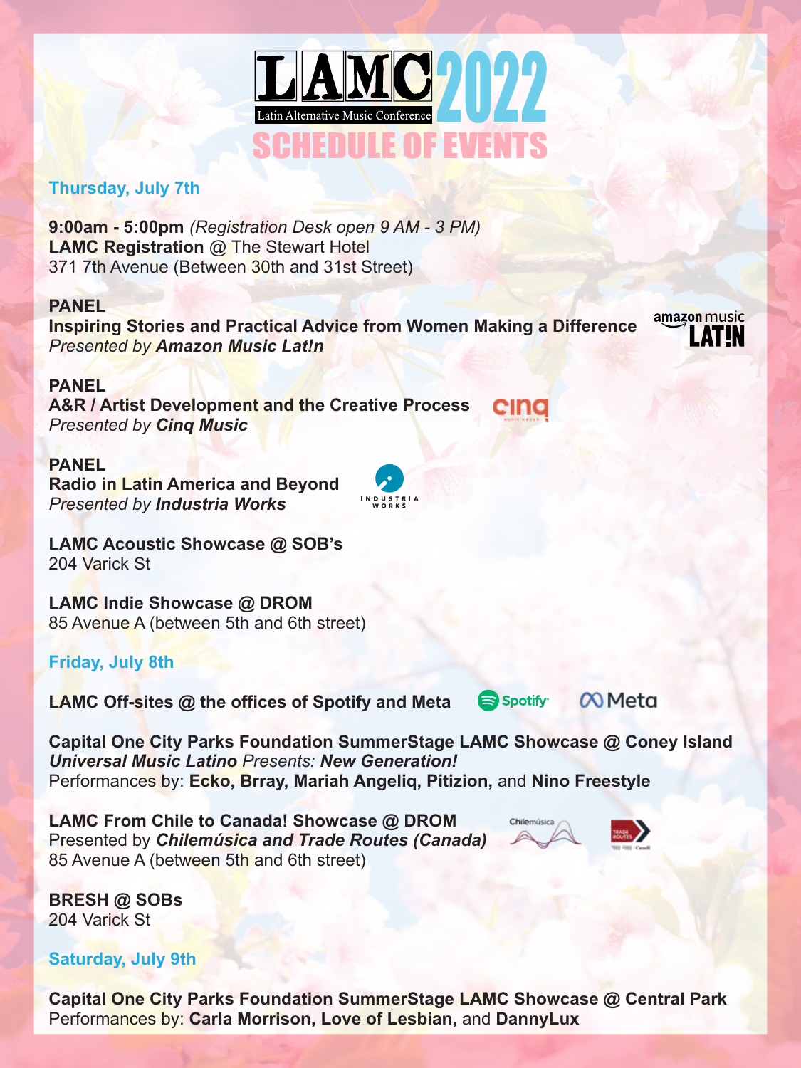# LAMC 2022

Latin Alternative Music Conference

## SCHEDULE OF EVENTS

### Thursday, July 7th

**9:00am - 5:00pm** *(Registration Desk open 9 AM - 3 PM)*
**LAMC Registration** @ The Stewart Hotel
371 7th Avenue (Between 30th and 31st Street)

**PANEL**
**Inspiring Stories and Practical Advice from Women Making a Difference**
*Presented by* ***Amazon Music Lat!n***

**PANEL**
**A&R / Artist Development and the Creative Process**
*Presented by* ***Cinq Music***

**PANEL**
**Radio in Latin America and Beyond**
*Presented by* ***Industria Works***

**LAMC Acoustic Showcase @ SOB's**
204 Varick St

**LAMC Indie Showcase @ DROM**
85 Avenue A (between 5th and 6th street)

### Friday, July 8th

**LAMC Off-sites @ the offices of Spotify and Meta**

**Capital One City Parks Foundation SummerStage LAMC Showcase @ Coney Island**
***Universal Music Latino*** *Presents:* ***New Generation!***
Performances by: **Ecko, Brray, Mariah Angeliq, Pitizion,** and **Nino Freestyle**

**LAMC From Chile to Canada! Showcase @ DROM**
Presented by ***Chilemúsica and Trade Routes (Canada)***
85 Avenue A (between 5th and 6th street)

**BRESH @ SOBs**
204 Varick St

### Saturday, July 9th

**Capital One City Parks Foundation SummerStage LAMC Showcase @ Central Park**
Performances by: **Carla Morrison, Love of Lesbian,** and **DannyLux**